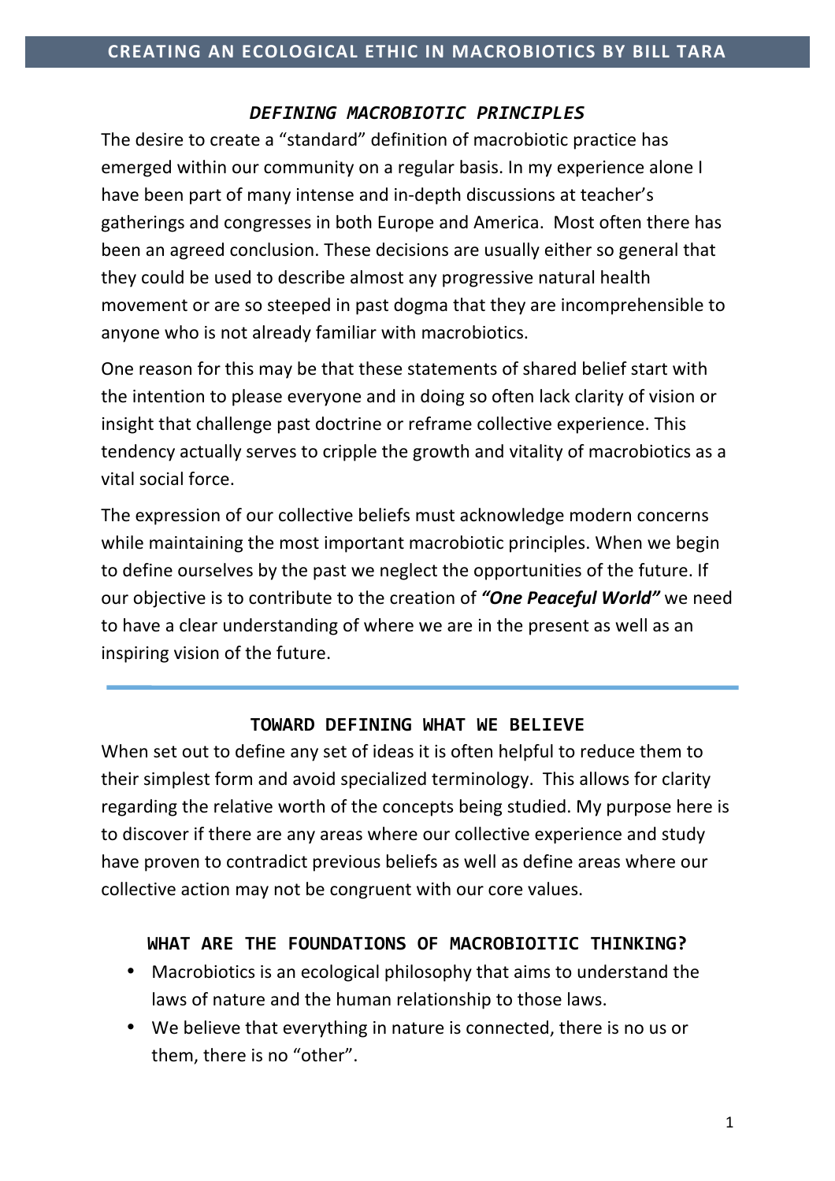# CREATING AN ECOLOGICAL ETHIC IN MACROBIOTICS BY BILL TARA

## *DEFINING MACROBIOTIC PRINCIPLES*

The desire to create a "standard" definition of macrobiotic practice has emerged within our community on a regular basis. In my experience alone I have been part of many intense and in-depth discussions at teacher's gatherings and congresses in both Europe and America. Most often there has been an agreed conclusion. These decisions are usually either so general that they could be used to describe almost any progressive natural health movement or are so steeped in past dogma that they are incomprehensible to anyone who is not already familiar with macrobiotics.

One reason for this may be that these statements of shared belief start with the intention to please everyone and in doing so often lack clarity of vision or insight that challenge past doctrine or reframe collective experience. This tendency actually serves to cripple the growth and vitality of macrobiotics as a vital social force.

The expression of our collective beliefs must acknowledge modern concerns while maintaining the most important macrobiotic principles. When we begin to define ourselves by the past we neglect the opportunities of the future. If our objective is to contribute to the creation of ***"One Peaceful World"*** we need to have a clear understanding of where we are in the present as well as an inspiring vision of the future.

---

## TOWARD DEFINING WHAT WE BELIEVE

When set out to define any set of ideas it is often helpful to reduce them to their simplest form and avoid specialized terminology. This allows for clarity regarding the relative worth of the concepts being studied. My purpose here is to discover if there are any areas where our collective experience and study have proven to contradict previous beliefs as well as define areas where our collective action may not be congruent with our core values.

### WHAT ARE THE FOUNDATIONS OF MACROBIOITIC THINKING?

- Macrobiotics is an ecological philosophy that aims to understand the laws of nature and the human relationship to those laws.
- We believe that everything in nature is connected, there is no us or them, there is no "other".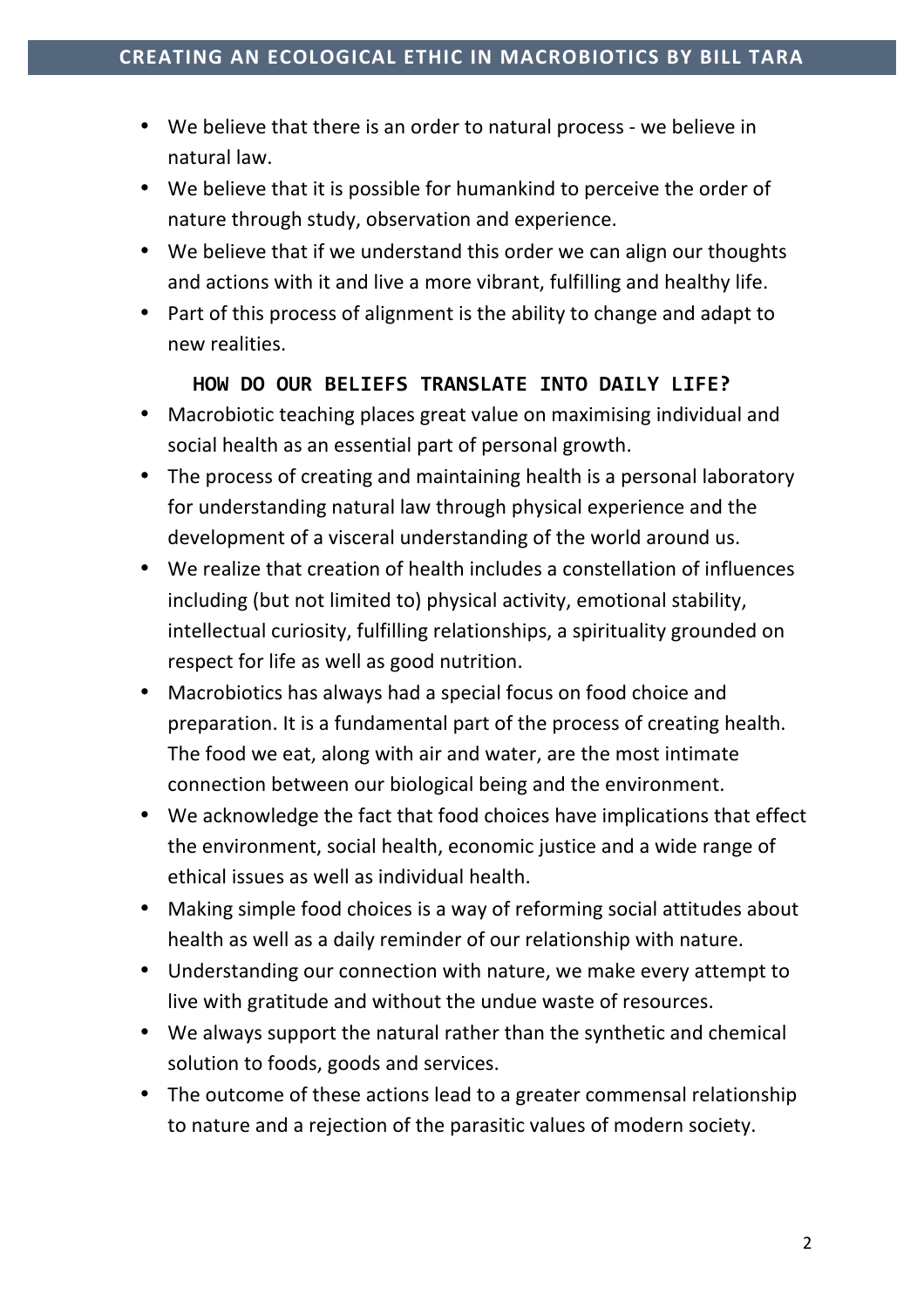- We believe that there is an order to natural process - we believe in natural law.
- We believe that it is possible for humankind to perceive the order of nature through study, observation and experience.
- We believe that if we understand this order we can align our thoughts and actions with it and live a more vibrant, fulfilling and healthy life.
- Part of this process of alignment is the ability to change and adapt to new realities.

### HOW DO OUR BELIEFS TRANSLATE INTO DAILY LIFE?

- Macrobiotic teaching places great value on maximising individual and social health as an essential part of personal growth.
- The process of creating and maintaining health is a personal laboratory for understanding natural law through physical experience and the development of a visceral understanding of the world around us.
- We realize that creation of health includes a constellation of influences including (but not limited to) physical activity, emotional stability, intellectual curiosity, fulfilling relationships, a spirituality grounded on respect for life as well as good nutrition.
- Macrobiotics has always had a special focus on food choice and preparation. It is a fundamental part of the process of creating health. The food we eat, along with air and water, are the most intimate connection between our biological being and the environment.
- We acknowledge the fact that food choices have implications that effect the environment, social health, economic justice and a wide range of ethical issues as well as individual health.
- Making simple food choices is a way of reforming social attitudes about health as well as a daily reminder of our relationship with nature.
- Understanding our connection with nature, we make every attempt to live with gratitude and without the undue waste of resources.
- We always support the natural rather than the synthetic and chemical solution to foods, goods and services.
- The outcome of these actions lead to a greater commensal relationship to nature and a rejection of the parasitic values of modern society.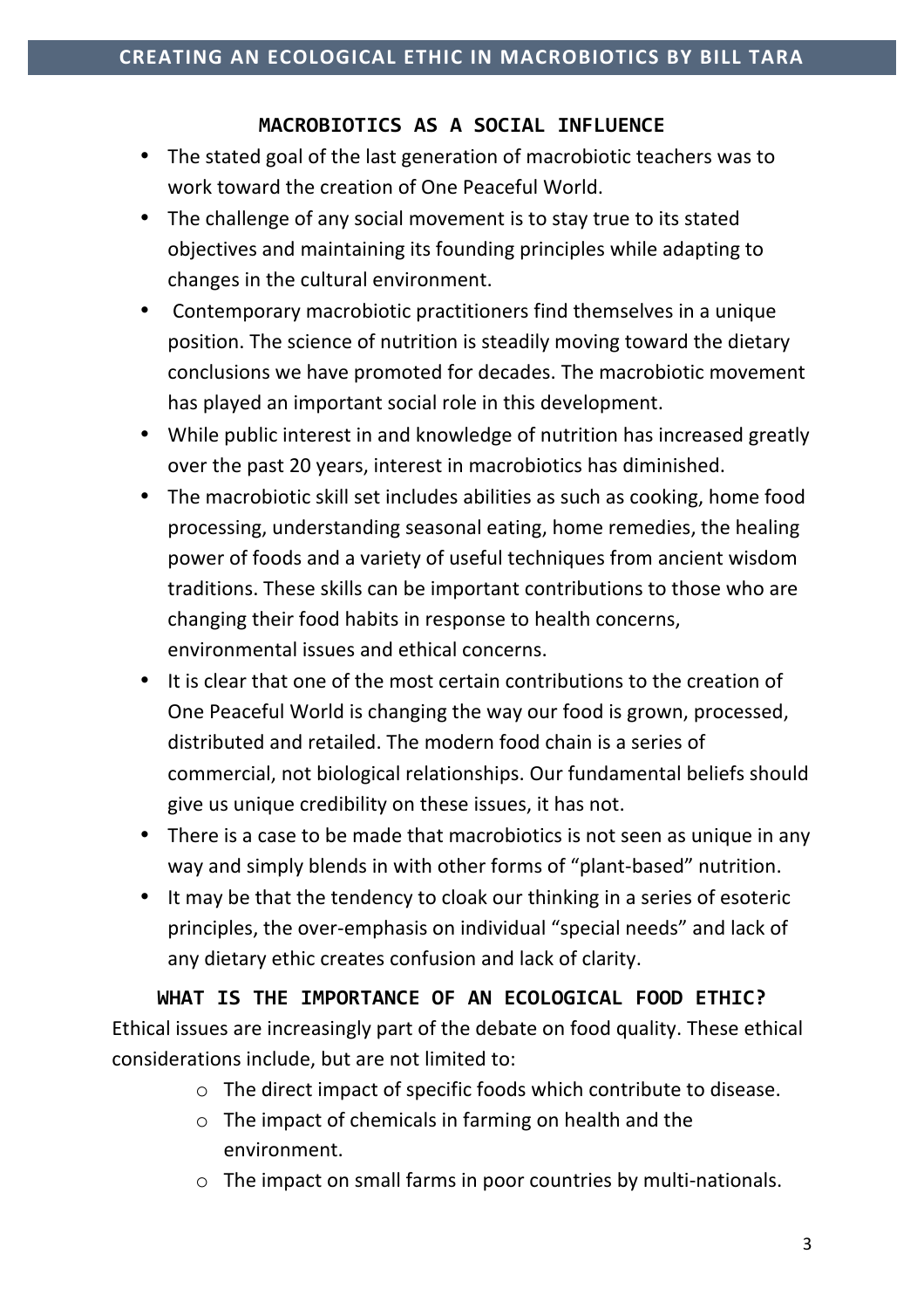## MACROBIOTICS AS A SOCIAL INFLUENCE

- The stated goal of the last generation of macrobiotic teachers was to work toward the creation of One Peaceful World.
- The challenge of any social movement is to stay true to its stated objectives and maintaining its founding principles while adapting to changes in the cultural environment.
- Contemporary macrobiotic practitioners find themselves in a unique position. The science of nutrition is steadily moving toward the dietary conclusions we have promoted for decades. The macrobiotic movement has played an important social role in this development.
- While public interest in and knowledge of nutrition has increased greatly over the past 20 years, interest in macrobiotics has diminished.
- The macrobiotic skill set includes abilities as such as cooking, home food processing, understanding seasonal eating, home remedies, the healing power of foods and a variety of useful techniques from ancient wisdom traditions. These skills can be important contributions to those who are changing their food habits in response to health concerns, environmental issues and ethical concerns.
- It is clear that one of the most certain contributions to the creation of One Peaceful World is changing the way our food is grown, processed, distributed and retailed. The modern food chain is a series of commercial, not biological relationships. Our fundamental beliefs should give us unique credibility on these issues, it has not.
- There is a case to be made that macrobiotics is not seen as unique in any way and simply blends in with other forms of "plant-based" nutrition.
- It may be that the tendency to cloak our thinking in a series of esoteric principles, the over-emphasis on individual "special needs" and lack of any dietary ethic creates confusion and lack of clarity.

## WHAT IS THE IMPORTANCE OF AN ECOLOGICAL FOOD ETHIC?

Ethical issues are increasingly part of the debate on food quality. These ethical considerations include, but are not limited to:

- The direct impact of specific foods which contribute to disease.
- The impact of chemicals in farming on health and the environment.
- The impact on small farms in poor countries by multi-nationals.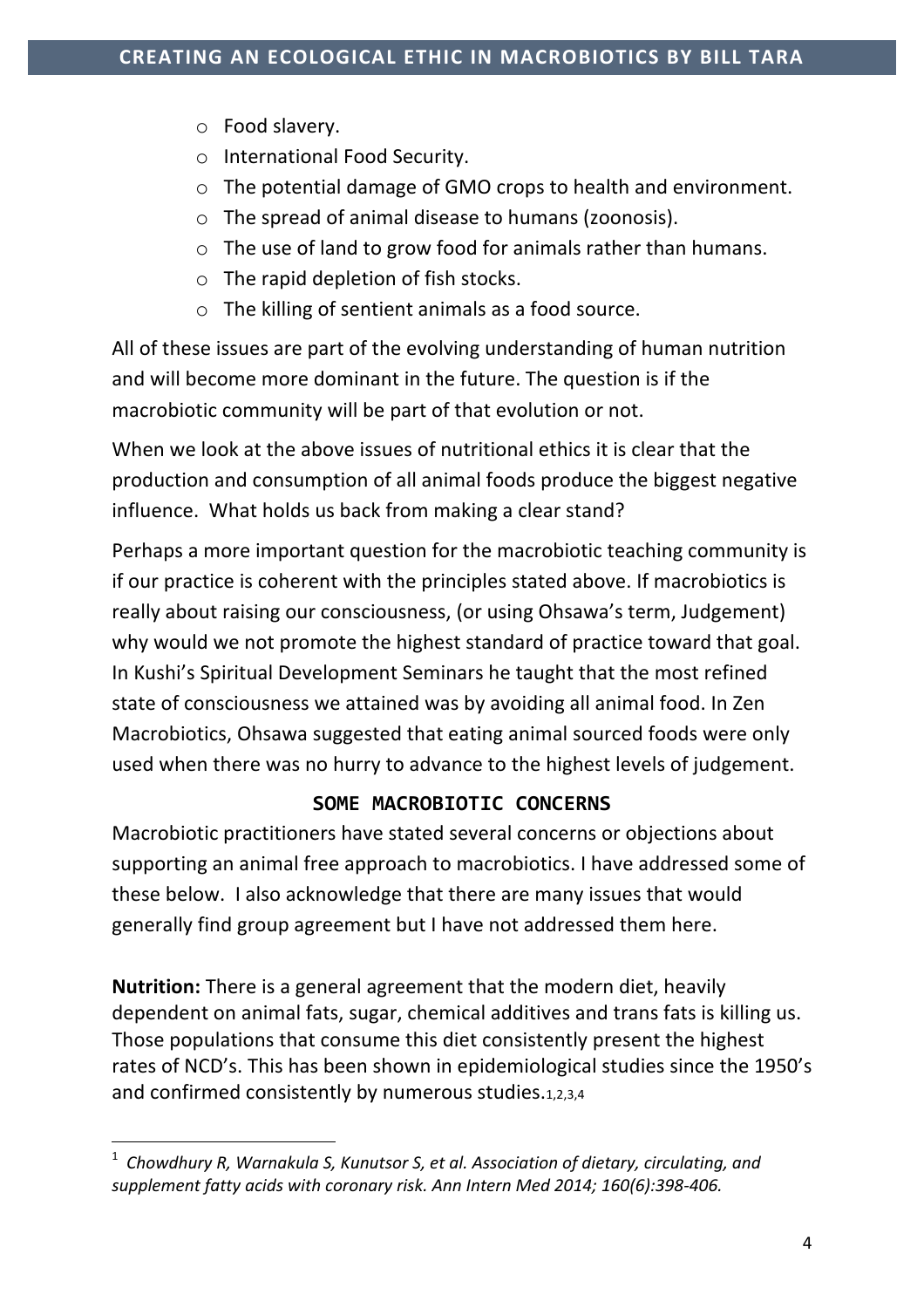- Food slavery.
- International Food Security.
- The potential damage of GMO crops to health and environment.
- The spread of animal disease to humans (zoonosis).
- The use of land to grow food for animals rather than humans.
- The rapid depletion of fish stocks.
- The killing of sentient animals as a food source.

All of these issues are part of the evolving understanding of human nutrition and will become more dominant in the future. The question is if the macrobiotic community will be part of that evolution or not.

When we look at the above issues of nutritional ethics it is clear that the production and consumption of all animal foods produce the biggest negative influence. What holds us back from making a clear stand?

Perhaps a more important question for the macrobiotic teaching community is if our practice is coherent with the principles stated above. If macrobiotics is really about raising our consciousness, (or using Ohsawa's term, Judgement) why would we not promote the highest standard of practice toward that goal. In Kushi's Spiritual Development Seminars he taught that the most refined state of consciousness we attained was by avoiding all animal food. In Zen Macrobiotics, Ohsawa suggested that eating animal sourced foods were only used when there was no hurry to advance to the highest levels of judgement.

## SOME MACROBIOTIC CONCERNS

Macrobiotic practitioners have stated several concerns or objections about supporting an animal free approach to macrobiotics. I have addressed some of these below. I also acknowledge that there are many issues that would generally find group agreement but I have not addressed them here.

**Nutrition:** There is a general agreement that the modern diet, heavily dependent on animal fats, sugar, chemical additives and trans fats is killing us. Those populations that consume this diet consistently present the highest rates of NCD's. This has been shown in epidemiological studies since the 1950's and confirmed consistently by numerous studies.[1,2,3,4]

---

[1] *Chowdhury R, Warnakula S, Kunutsor S, et al. Association of dietary, circulating, and supplement fatty acids with coronary risk. Ann Intern Med 2014; 160(6):398-406.*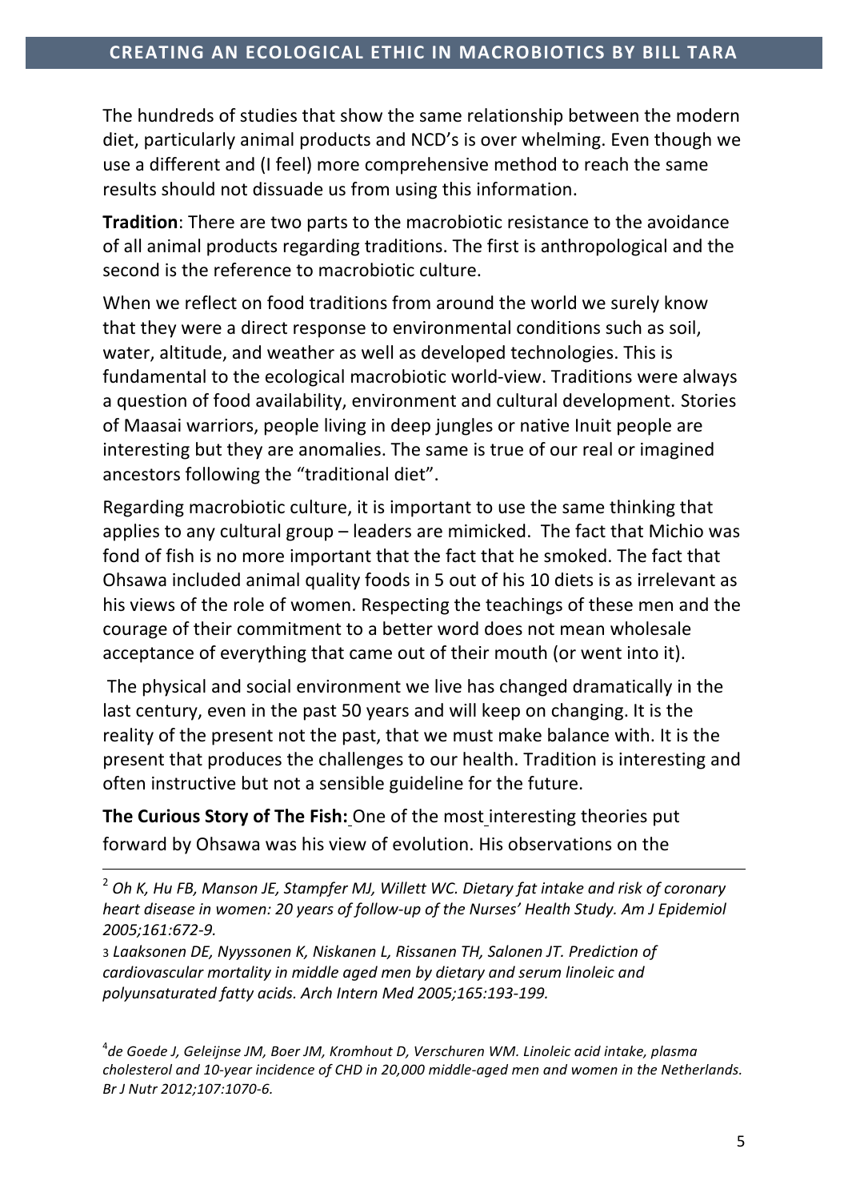The hundreds of studies that show the same relationship between the modern diet, particularly animal products and NCD's is over whelming. Even though we use a different and (I feel) more comprehensive method to reach the same results should not dissuade us from using this information.

**Tradition**: There are two parts to the macrobiotic resistance to the avoidance of all animal products regarding traditions. The first is anthropological and the second is the reference to macrobiotic culture.

When we reflect on food traditions from around the world we surely know that they were a direct response to environmental conditions such as soil, water, altitude, and weather as well as developed technologies. This is fundamental to the ecological macrobiotic world-view. Traditions were always a question of food availability, environment and cultural development. Stories of Maasai warriors, people living in deep jungles or native Inuit people are interesting but they are anomalies. The same is true of our real or imagined ancestors following the "traditional diet".

Regarding macrobiotic culture, it is important to use the same thinking that applies to any cultural group – leaders are mimicked. The fact that Michio was fond of fish is no more important that the fact that he smoked. The fact that Ohsawa included animal quality foods in 5 out of his 10 diets is as irrelevant as his views of the role of women. Respecting the teachings of these men and the courage of their commitment to a better word does not mean wholesale acceptance of everything that came out of their mouth (or went into it).

The physical and social environment we live has changed dramatically in the last century, even in the past 50 years and will keep on changing. It is the reality of the present not the past, that we must make balance with. It is the present that produces the challenges to our health. Tradition is interesting and often instructive but not a sensible guideline for the future.

**The Curious Story of The Fish:** One of the most interesting theories put forward by Ohsawa was his view of evolution. His observations on the

---

[2] *Oh K, Hu FB, Manson JE, Stampfer MJ, Willett WC. Dietary fat intake and risk of coronary heart disease in women: 20 years of follow-up of the Nurses' Health Study. Am J Epidemiol 2005;161:672-9.*

[3] *Laaksonen DE, Nyyssonen K, Niskanen L, Rissanen TH, Salonen JT. Prediction of cardiovascular mortality in middle aged men by dietary and serum linoleic and polyunsaturated fatty acids. Arch Intern Med 2005;165:193-199.*

[4] *de Goede J, Geleijnse JM, Boer JM, Kromhout D, Verschuren WM. Linoleic acid intake, plasma cholesterol and 10-year incidence of CHD in 20,000 middle-aged men and women in the Netherlands. Br J Nutr 2012;107:1070-6.*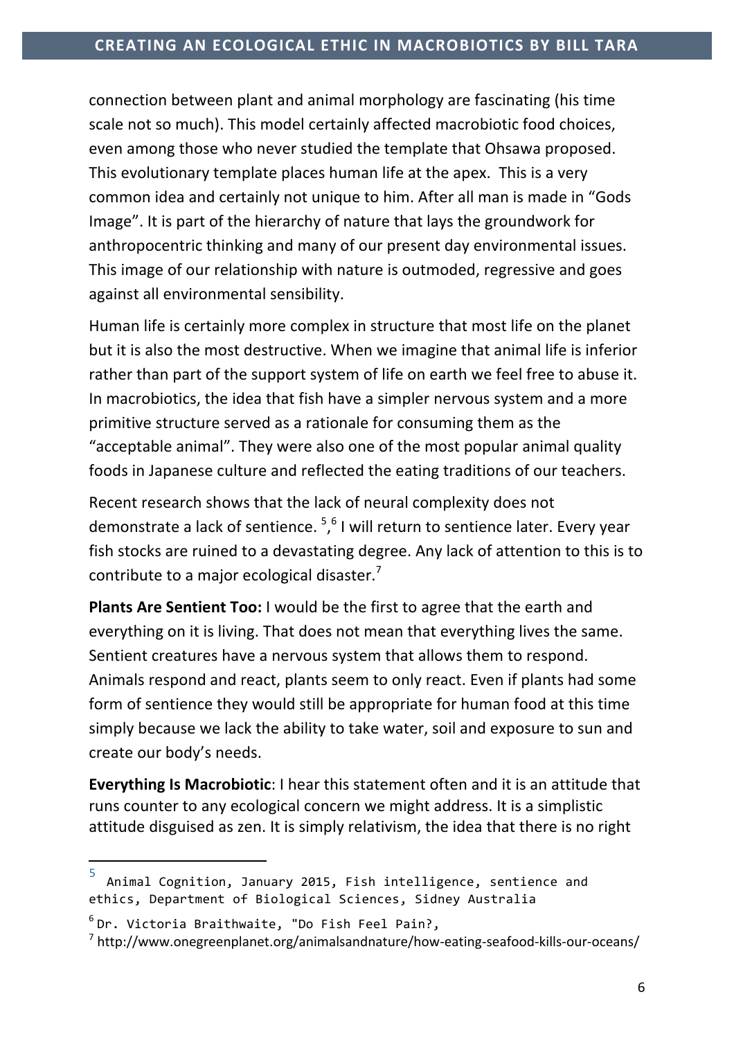connection between plant and animal morphology are fascinating (his time scale not so much). This model certainly affected macrobiotic food choices, even among those who never studied the template that Ohsawa proposed. This evolutionary template places human life at the apex. This is a very common idea and certainly not unique to him. After all man is made in "Gods Image". It is part of the hierarchy of nature that lays the groundwork for anthropocentric thinking and many of our present day environmental issues. This image of our relationship with nature is outmoded, regressive and goes against all environmental sensibility.

Human life is certainly more complex in structure that most life on the planet but it is also the most destructive. When we imagine that animal life is inferior rather than part of the support system of life on earth we feel free to abuse it. In macrobiotics, the idea that fish have a simpler nervous system and a more primitive structure served as a rationale for consuming them as the "acceptable animal". They were also one of the most popular animal quality foods in Japanese culture and reflected the eating traditions of our teachers.

Recent research shows that the lack of neural complexity does not demonstrate a lack of sentience. [5],[6] I will return to sentience later. Every year fish stocks are ruined to a devastating degree. Any lack of attention to this is to contribute to a major ecological disaster.[7]

**Plants Are Sentient Too:** I would be the first to agree that the earth and everything on it is living. That does not mean that everything lives the same. Sentient creatures have a nervous system that allows them to respond. Animals respond and react, plants seem to only react. Even if plants had some form of sentience they would still be appropriate for human food at this time simply because we lack the ability to take water, soil and exposure to sun and create our body's needs.

**Everything Is Macrobiotic**: I hear this statement often and it is an attitude that runs counter to any ecological concern we might address. It is a simplistic attitude disguised as zen. It is simply relativism, the idea that there is no right

---

[5] Animal Cognition, January 2015, Fish intelligence, sentience and ethics, Department of Biological Sciences, Sidney Australia

[6] Dr. Victoria Braithwaite, "Do Fish Feel Pain?,

[7] http://www.onegreenplanet.org/animalsandnature/how-eating-seafood-kills-our-oceans/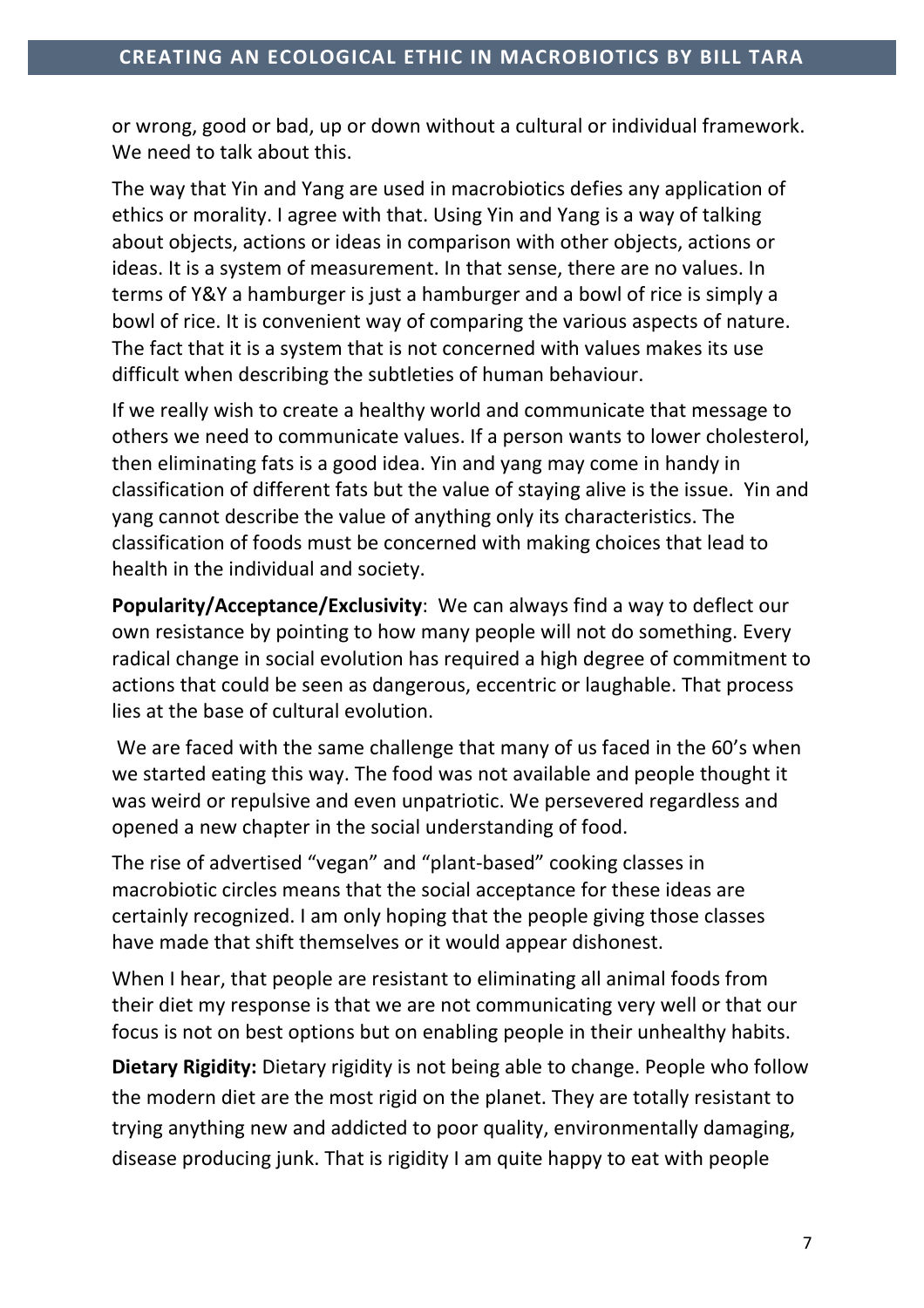or wrong, good or bad, up or down without a cultural or individual framework. We need to talk about this.

The way that Yin and Yang are used in macrobiotics defies any application of ethics or morality. I agree with that. Using Yin and Yang is a way of talking about objects, actions or ideas in comparison with other objects, actions or ideas. It is a system of measurement. In that sense, there are no values. In terms of Y&Y a hamburger is just a hamburger and a bowl of rice is simply a bowl of rice. It is convenient way of comparing the various aspects of nature. The fact that it is a system that is not concerned with values makes its use difficult when describing the subtleties of human behaviour.

If we really wish to create a healthy world and communicate that message to others we need to communicate values. If a person wants to lower cholesterol, then eliminating fats is a good idea. Yin and yang may come in handy in classification of different fats but the value of staying alive is the issue. Yin and yang cannot describe the value of anything only its characteristics. The classification of foods must be concerned with making choices that lead to health in the individual and society.

**Popularity/Acceptance/Exclusivity**: We can always find a way to deflect our own resistance by pointing to how many people will not do something. Every radical change in social evolution has required a high degree of commitment to actions that could be seen as dangerous, eccentric or laughable. That process lies at the base of cultural evolution.

We are faced with the same challenge that many of us faced in the 60's when we started eating this way. The food was not available and people thought it was weird or repulsive and even unpatriotic. We persevered regardless and opened a new chapter in the social understanding of food.

The rise of advertised "vegan" and "plant-based" cooking classes in macrobiotic circles means that the social acceptance for these ideas are certainly recognized. I am only hoping that the people giving those classes have made that shift themselves or it would appear dishonest.

When I hear, that people are resistant to eliminating all animal foods from their diet my response is that we are not communicating very well or that our focus is not on best options but on enabling people in their unhealthy habits.

**Dietary Rigidity:** Dietary rigidity is not being able to change. People who follow the modern diet are the most rigid on the planet. They are totally resistant to trying anything new and addicted to poor quality, environmentally damaging, disease producing junk. That is rigidity I am quite happy to eat with people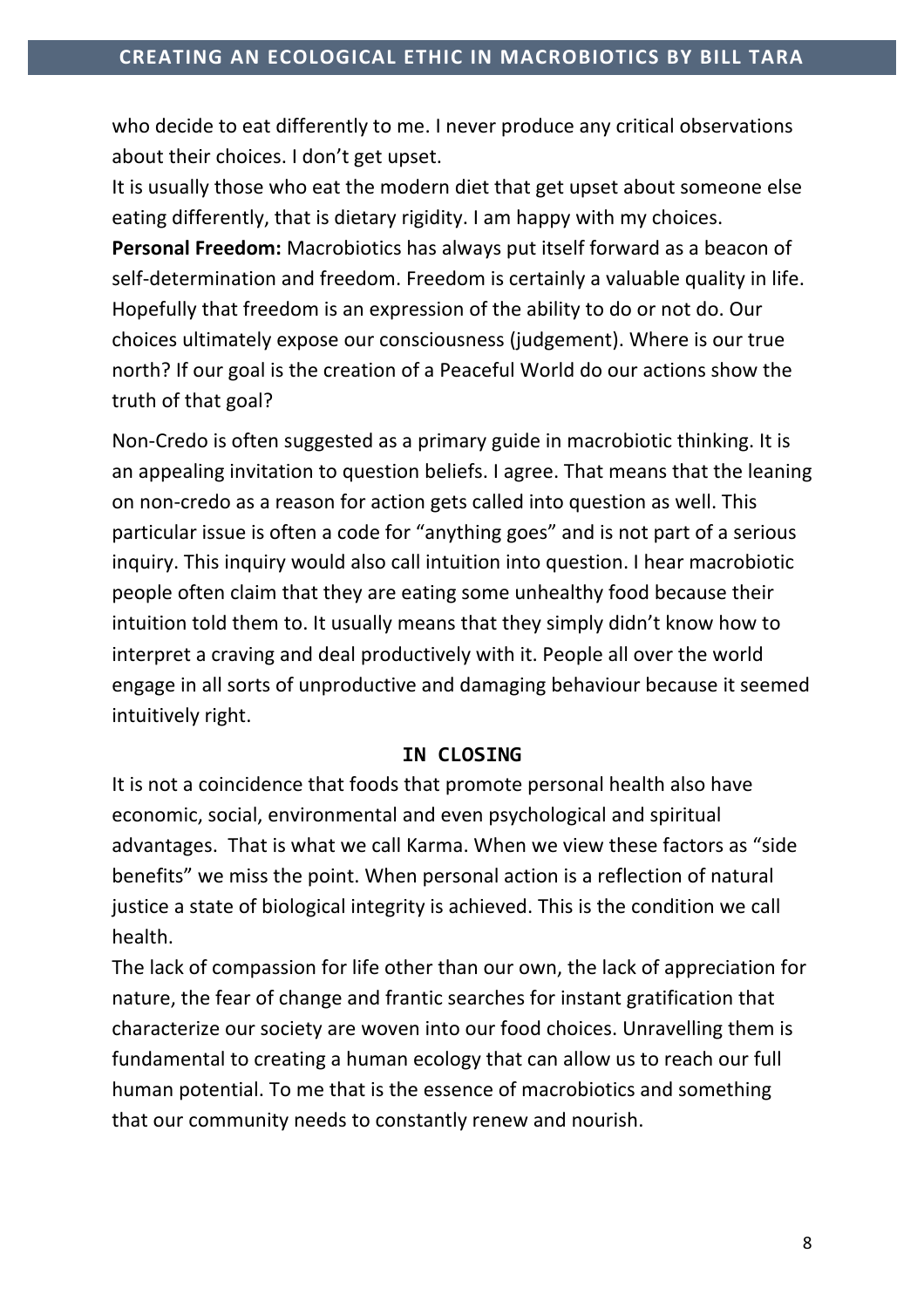who decide to eat differently to me. I never produce any critical observations about their choices. I don't get upset.

It is usually those who eat the modern diet that get upset about someone else eating differently, that is dietary rigidity. I am happy with my choices.

**Personal Freedom:** Macrobiotics has always put itself forward as a beacon of self-determination and freedom. Freedom is certainly a valuable quality in life. Hopefully that freedom is an expression of the ability to do or not do. Our choices ultimately expose our consciousness (judgement). Where is our true north? If our goal is the creation of a Peaceful World do our actions show the truth of that goal?

Non-Credo is often suggested as a primary guide in macrobiotic thinking. It is an appealing invitation to question beliefs. I agree. That means that the leaning on non-credo as a reason for action gets called into question as well. This particular issue is often a code for "anything goes" and is not part of a serious inquiry. This inquiry would also call intuition into question. I hear macrobiotic people often claim that they are eating some unhealthy food because their intuition told them to. It usually means that they simply didn't know how to interpret a craving and deal productively with it. People all over the world engage in all sorts of unproductive and damaging behaviour because it seemed intuitively right.

## IN CLOSING

It is not a coincidence that foods that promote personal health also have economic, social, environmental and even psychological and spiritual advantages. That is what we call Karma. When we view these factors as "side benefits" we miss the point. When personal action is a reflection of natural justice a state of biological integrity is achieved. This is the condition we call health.

The lack of compassion for life other than our own, the lack of appreciation for nature, the fear of change and frantic searches for instant gratification that characterize our society are woven into our food choices. Unravelling them is fundamental to creating a human ecology that can allow us to reach our full human potential. To me that is the essence of macrobiotics and something that our community needs to constantly renew and nourish.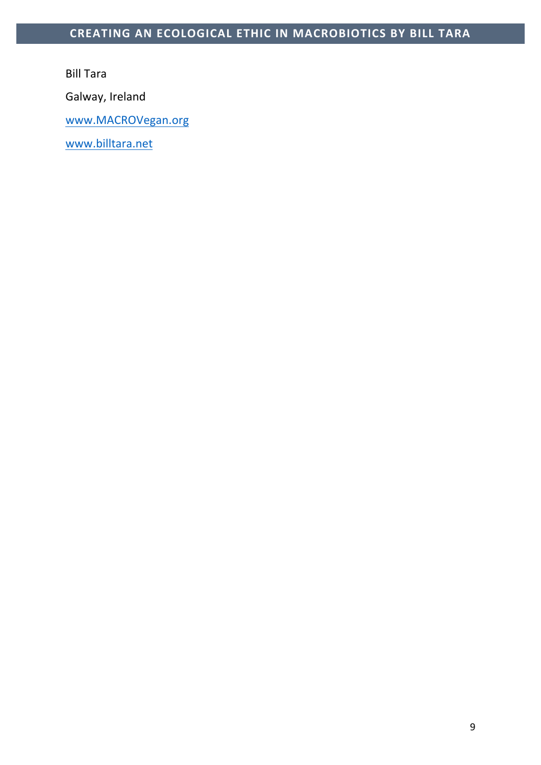Bill Tara

Galway, Ireland

www.MACROVegan.org

www.billtara.net